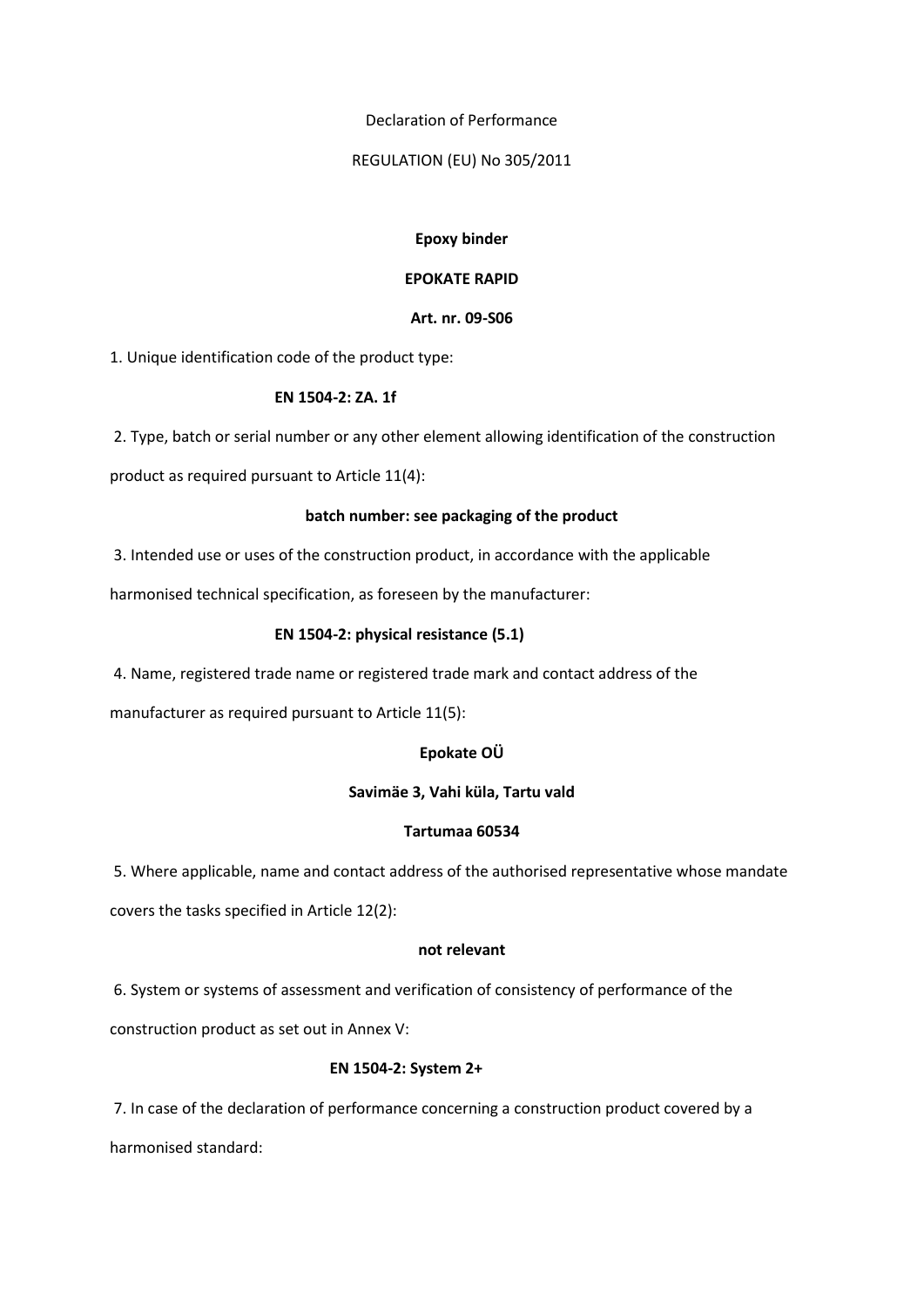Declaration of Performance

REGULATION (EU) No 305/2011

**Epoxy binder**

**EPOKATE RAPID**

**Art. nr. 09-S06**

1. Unique identification code of the product type:

**EN 1504-2: ZA. 1f**

2. Type, batch or serial number or any other element allowing identification of the construction product as required pursuant to Article 11(4):

**batch number: see packaging of the product**

3. Intended use or uses of the construction product, in accordance with the applicable harmonised technical specification, as foreseen by the manufacturer:

**EN 1504-2: physical resistance (5.1)**

4. Name, registered trade name or registered trade mark and contact address of the manufacturer as required pursuant to Article 11(5):

**Epokate OÜ**

**Savimäe 3, Vahi küla, Tartu vald**

**Tartumaa 60534**

5. Where applicable, name and contact address of the authorised representative whose mandate covers the tasks specified in Article 12(2):

**not relevant**

6. System or systems of assessment and verification of consistency of performance of the construction product as set out in Annex V:

**EN 1504-2: System 2+**

7. In case of the declaration of performance concerning a construction product covered by a harmonised standard: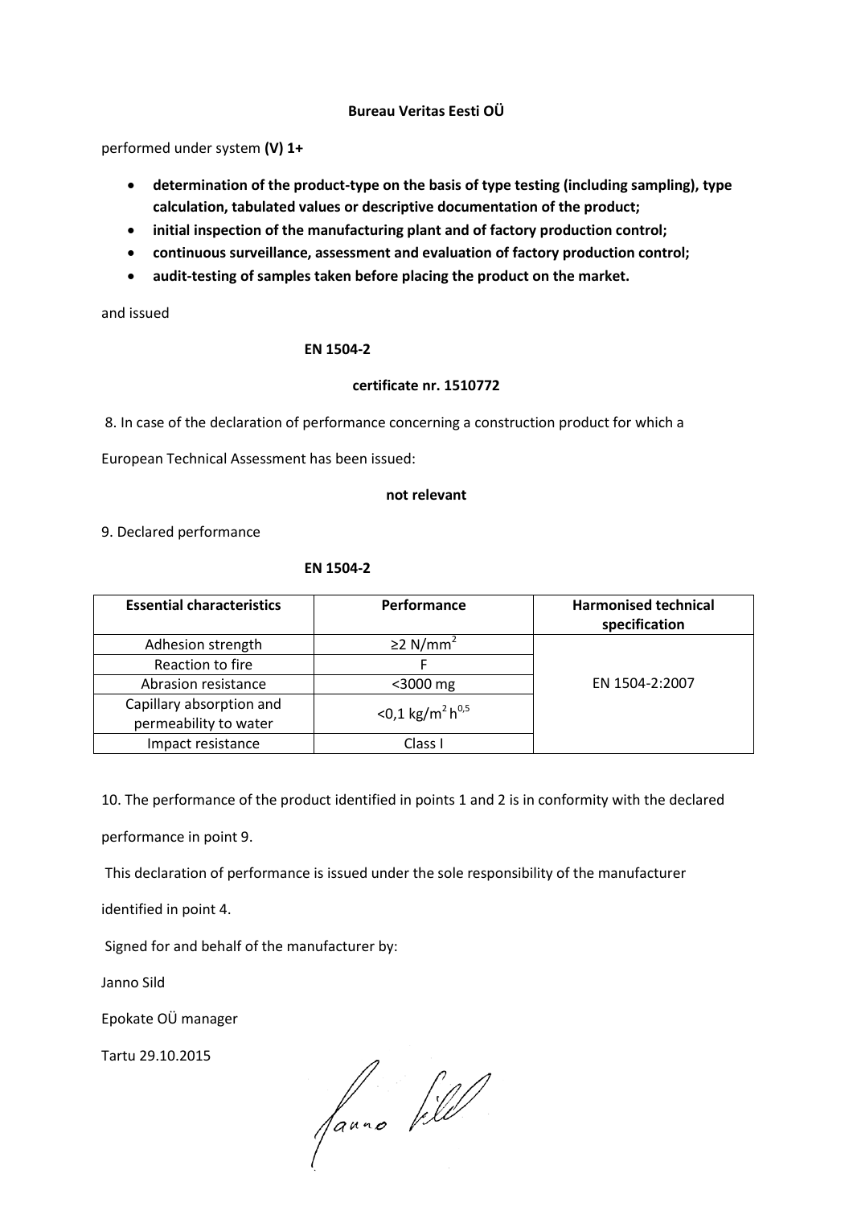**Bureau Veritas Eesti OÜ**

performed under system **(V) 1+**

- **determination of the product-type on the basis of type testing (including sampling), type calculation, tabulated values or descriptive documentation of the product;**
- **initial inspection of the manufacturing plant and of factory production control;**
- **continuous surveillance, assessment and evaluation of factory production control;**
- **audit-testing of samples taken before placing the product on the market.**

and issued

**EN 1504-2**

**certificate nr. 1510772**

8. In case of the declaration of performance concerning a construction product for which a European Technical Assessment has been issued:

**not relevant**

9. Declared performance

**EN 1504-2**

| Essential characteristics | Performance | Harmonised technical specification |
|---|---|---|
| Adhesion strength | ≥2 $N/mm^2$ | EN 1504-2:2007 |
| Reaction to fire | F | |
| Abrasion resistance | <3000 mg | |
| Capillary absorption and permeability to water | <0,1 $kg/m^2 h^{0,5}$ | |
| Impact resistance | Class I | |

10. The performance of the product identified in points 1 and 2 is in conformity with the declared performance in point 9.

This declaration of performance is issued under the sole responsibility of the manufacturer identified in point 4.

Signed for and behalf of the manufacturer by:

Janno Sild

Epokate OÜ manager

Tartu 29.10.2015